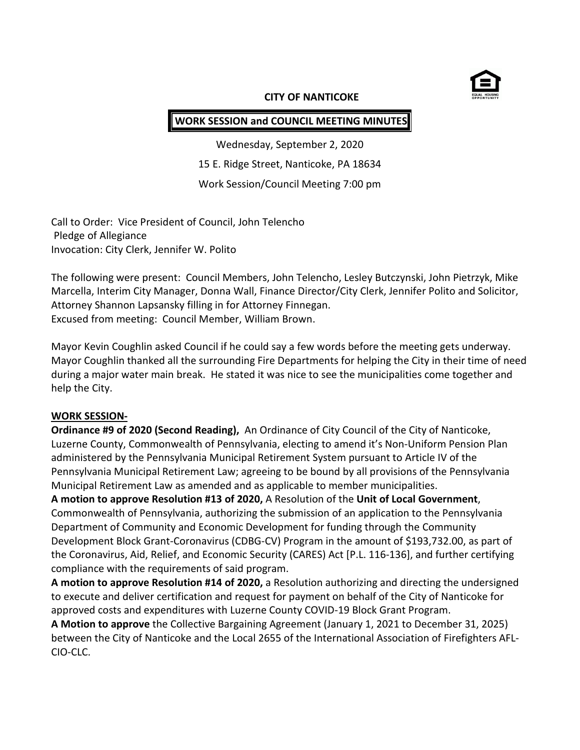**CITY OF NANTICOKE**

**WORK SESSION and COUNCIL MEETING MINUTES**

Wednesday, September 2, 2020

15 E. Ridge Street, Nanticoke, PA 18634

Work Session/Council Meeting 7:00 pm

Call to Order: Vice President of Council, John Telencho
Pledge of Allegiance
Invocation: City Clerk, Jennifer W. Polito

The following were present: Council Members, John Telencho, Lesley Butczynski, John Pietrzyk, Mike Marcella, Interim City Manager, Donna Wall, Finance Director/City Clerk, Jennifer Polito and Solicitor, Attorney Shannon Lapsansky filling in for Attorney Finnegan.
Excused from meeting: Council Member, William Brown.

Mayor Kevin Coughlin asked Council if he could say a few words before the meeting gets underway. Mayor Coughlin thanked all the surrounding Fire Departments for helping the City in their time of need during a major water main break. He stated it was nice to see the municipalities come together and help the City.

**WORK SESSION-**

**Ordinance #9 of 2020 (Second Reading),** An Ordinance of City Council of the City of Nanticoke, Luzerne County, Commonwealth of Pennsylvania, electing to amend it's Non-Uniform Pension Plan administered by the Pennsylvania Municipal Retirement System pursuant to Article IV of the Pennsylvania Municipal Retirement Law; agreeing to be bound by all provisions of the Pennsylvania Municipal Retirement Law as amended and as applicable to member municipalities.

**A motion to approve Resolution #13 of 2020,** A Resolution of the **Unit of Local Government**, Commonwealth of Pennsylvania, authorizing the submission of an application to the Pennsylvania Department of Community and Economic Development for funding through the Community Development Block Grant-Coronavirus (CDBG-CV) Program in the amount of $193,732.00, as part of the Coronavirus, Aid, Relief, and Economic Security (CARES) Act [P.L. 116-136], and further certifying compliance with the requirements of said program.

**A motion to approve Resolution #14 of 2020,** a Resolution authorizing and directing the undersigned to execute and deliver certification and request for payment on behalf of the City of Nanticoke for approved costs and expenditures with Luzerne County COVID-19 Block Grant Program.

**A Motion to approve** the Collective Bargaining Agreement (January 1, 2021 to December 31, 2025) between the City of Nanticoke and the Local 2655 of the International Association of Firefighters AFL-CIO-CLC.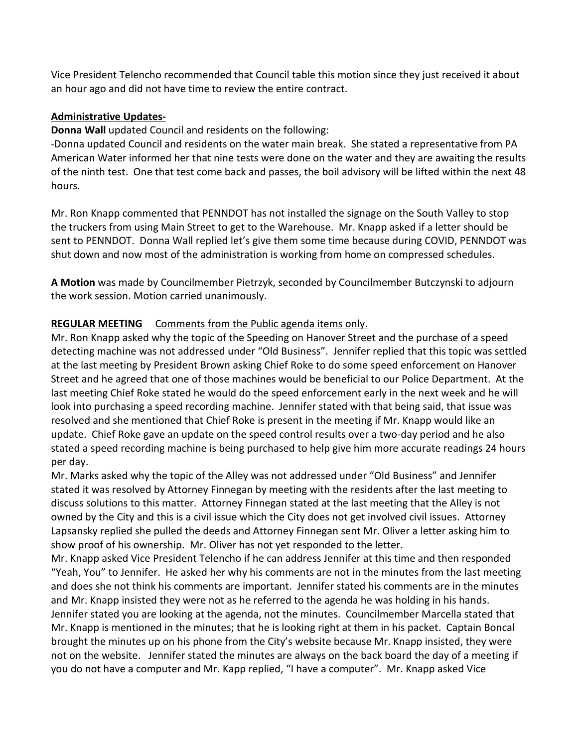Vice President Telencho recommended that Council table this motion since they just received it about an hour ago and did not have time to review the entire contract.

**Administrative Updates-**

**Donna Wall** updated Council and residents on the following:

-Donna updated Council and residents on the water main break. She stated a representative from PA American Water informed her that nine tests were done on the water and they are awaiting the results of the ninth test. One that test come back and passes, the boil advisory will be lifted within the next 48 hours.

Mr. Ron Knapp commented that PENNDOT has not installed the signage on the South Valley to stop the truckers from using Main Street to get to the Warehouse. Mr. Knapp asked if a letter should be sent to PENNDOT. Donna Wall replied let's give them some time because during COVID, PENNDOT was shut down and now most of the administration is working from home on compressed schedules.

**A Motion** was made by Councilmember Pietrzyk, seconded by Councilmember Butczynski to adjourn the work session. Motion carried unanimously.

**REGULAR MEETING** Comments from the Public agenda items only.

Mr. Ron Knapp asked why the topic of the Speeding on Hanover Street and the purchase of a speed detecting machine was not addressed under "Old Business". Jennifer replied that this topic was settled at the last meeting by President Brown asking Chief Roke to do some speed enforcement on Hanover Street and he agreed that one of those machines would be beneficial to our Police Department. At the last meeting Chief Roke stated he would do the speed enforcement early in the next week and he will look into purchasing a speed recording machine. Jennifer stated with that being said, that issue was resolved and she mentioned that Chief Roke is present in the meeting if Mr. Knapp would like an update. Chief Roke gave an update on the speed control results over a two-day period and he also stated a speed recording machine is being purchased to help give him more accurate readings 24 hours per day.

Mr. Marks asked why the topic of the Alley was not addressed under "Old Business" and Jennifer stated it was resolved by Attorney Finnegan by meeting with the residents after the last meeting to discuss solutions to this matter. Attorney Finnegan stated at the last meeting that the Alley is not owned by the City and this is a civil issue which the City does not get involved civil issues. Attorney Lapsansky replied she pulled the deeds and Attorney Finnegan sent Mr. Oliver a letter asking him to show proof of his ownership. Mr. Oliver has not yet responded to the letter.

Mr. Knapp asked Vice President Telencho if he can address Jennifer at this time and then responded "Yeah, You" to Jennifer. He asked her why his comments are not in the minutes from the last meeting and does she not think his comments are important. Jennifer stated his comments are in the minutes and Mr. Knapp insisted they were not as he referred to the agenda he was holding in his hands. Jennifer stated you are looking at the agenda, not the minutes. Councilmember Marcella stated that Mr. Knapp is mentioned in the minutes; that he is looking right at them in his packet. Captain Boncal brought the minutes up on his phone from the City's website because Mr. Knapp insisted, they were not on the website. Jennifer stated the minutes are always on the back board the day of a meeting if you do not have a computer and Mr. Kapp replied, "I have a computer". Mr. Knapp asked Vice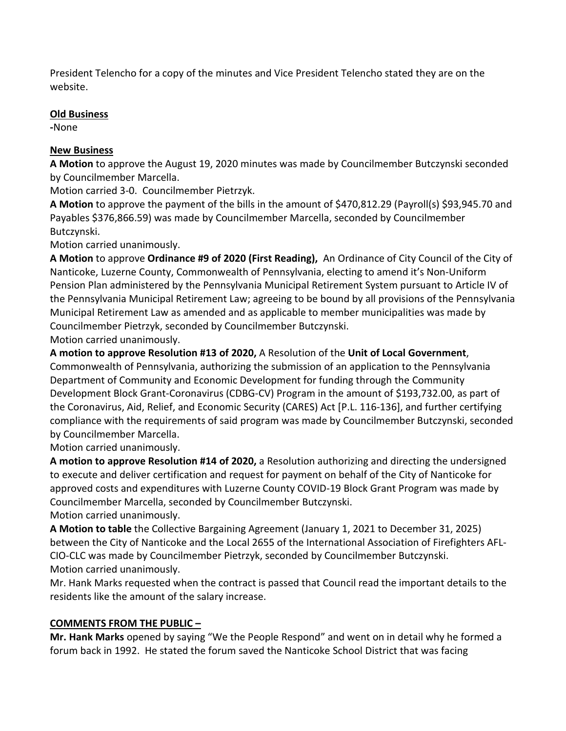President Telencho for a copy of the minutes and Vice President Telencho stated they are on the website.

**Old Business**

**-**None

**New Business**

**A Motion** to approve the August 19, 2020 minutes was made by Councilmember Butczynski seconded by Councilmember Marcella.

Motion carried 3-0. Councilmember Pietrzyk.

**A Motion** to approve the payment of the bills in the amount of $470,812.29 (Payroll(s) $93,945.70 and Payables $376,866.59) was made by Councilmember Marcella, seconded by Councilmember Butczynski.

Motion carried unanimously.

**A Motion** to approve **Ordinance #9 of 2020 (First Reading),** An Ordinance of City Council of the City of Nanticoke, Luzerne County, Commonwealth of Pennsylvania, electing to amend it's Non-Uniform Pension Plan administered by the Pennsylvania Municipal Retirement System pursuant to Article IV of the Pennsylvania Municipal Retirement Law; agreeing to be bound by all provisions of the Pennsylvania Municipal Retirement Law as amended and as applicable to member municipalities was made by Councilmember Pietrzyk, seconded by Councilmember Butczynski.

Motion carried unanimously.

**A motion to approve Resolution #13 of 2020,** A Resolution of the **Unit of Local Government**, Commonwealth of Pennsylvania, authorizing the submission of an application to the Pennsylvania Department of Community and Economic Development for funding through the Community Development Block Grant-Coronavirus (CDBG-CV) Program in the amount of $193,732.00, as part of the Coronavirus, Aid, Relief, and Economic Security (CARES) Act [P.L. 116-136], and further certifying compliance with the requirements of said program was made by Councilmember Butczynski, seconded by Councilmember Marcella.

Motion carried unanimously.

**A motion to approve Resolution #14 of 2020,** a Resolution authorizing and directing the undersigned to execute and deliver certification and request for payment on behalf of the City of Nanticoke for approved costs and expenditures with Luzerne County COVID-19 Block Grant Program was made by Councilmember Marcella, seconded by Councilmember Butczynski.

Motion carried unanimously.

**A Motion to table** the Collective Bargaining Agreement (January 1, 2021 to December 31, 2025) between the City of Nanticoke and the Local 2655 of the International Association of Firefighters AFL-CIO-CLC was made by Councilmember Pietrzyk, seconded by Councilmember Butczynski.

Motion carried unanimously.

Mr. Hank Marks requested when the contract is passed that Council read the important details to the residents like the amount of the salary increase.

**COMMENTS FROM THE PUBLIC –**

**Mr. Hank Marks** opened by saying "We the People Respond" and went on in detail why he formed a forum back in 1992. He stated the forum saved the Nanticoke School District that was facing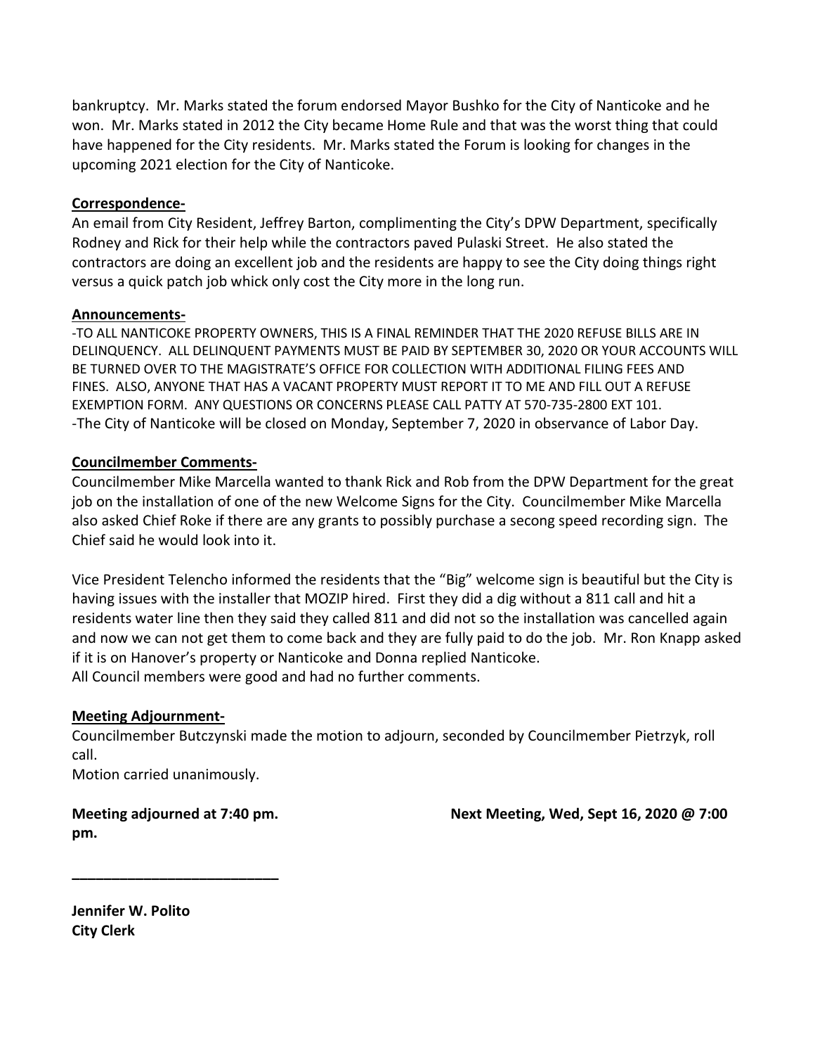bankruptcy. Mr. Marks stated the forum endorsed Mayor Bushko for the City of Nanticoke and he won. Mr. Marks stated in 2012 the City became Home Rule and that was the worst thing that could have happened for the City residents. Mr. Marks stated the Forum is looking for changes in the upcoming 2021 election for the City of Nanticoke.

**Correspondence-**

An email from City Resident, Jeffrey Barton, complimenting the City's DPW Department, specifically Rodney and Rick for their help while the contractors paved Pulaski Street. He also stated the contractors are doing an excellent job and the residents are happy to see the City doing things right versus a quick patch job whick only cost the City more in the long run.

**Announcements-**

-TO ALL NANTICOKE PROPERTY OWNERS, THIS IS A FINAL REMINDER THAT THE 2020 REFUSE BILLS ARE IN DELINQUENCY. ALL DELINQUENT PAYMENTS MUST BE PAID BY SEPTEMBER 30, 2020 OR YOUR ACCOUNTS WILL BE TURNED OVER TO THE MAGISTRATE'S OFFICE FOR COLLECTION WITH ADDITIONAL FILING FEES AND FINES. ALSO, ANYONE THAT HAS A VACANT PROPERTY MUST REPORT IT TO ME AND FILL OUT A REFUSE EXEMPTION FORM. ANY QUESTIONS OR CONCERNS PLEASE CALL PATTY AT 570-735-2800 EXT 101.
-The City of Nanticoke will be closed on Monday, September 7, 2020 in observance of Labor Day.

**Councilmember Comments-**

Councilmember Mike Marcella wanted to thank Rick and Rob from the DPW Department for the great job on the installation of one of the new Welcome Signs for the City. Councilmember Mike Marcella also asked Chief Roke if there are any grants to possibly purchase a secong speed recording sign. The Chief said he would look into it.

Vice President Telencho informed the residents that the "Big" welcome sign is beautiful but the City is having issues with the installer that MOZIP hired. First they did a dig without a 811 call and hit a residents water line then they said they called 811 and did not so the installation was cancelled again and now we can not get them to come back and they are fully paid to do the job. Mr. Ron Knapp asked if it is on Hanover's property or Nanticoke and Donna replied Nanticoke.
All Council members were good and had no further comments.

**Meeting Adjournment-**

Councilmember Butczynski made the motion to adjourn, seconded by Councilmember Pietrzyk, roll call.
Motion carried unanimously.

**Meeting adjourned at 7:40 pm.** **Next Meeting, Wed, Sept 16, 2020 @ 7:00 pm.**

___________________________

**Jennifer W. Polito**
**City Clerk**